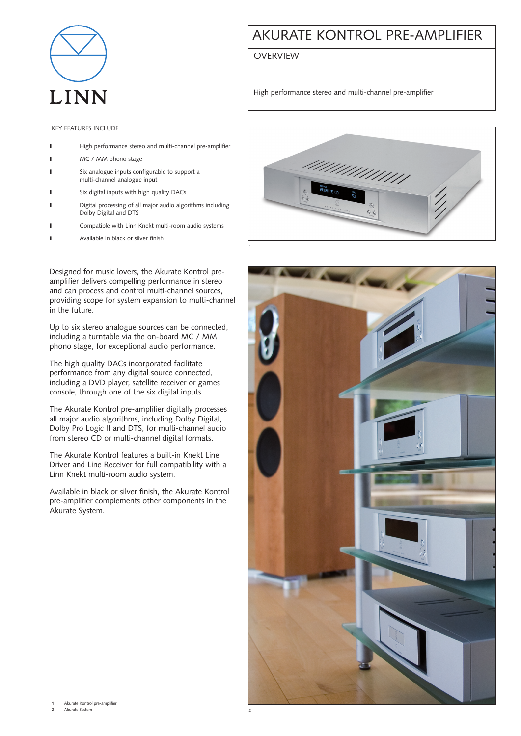LINN

# AKURATE KONTROL PRE-AMPLIFIER

## OVERVIEW

High performance stereo and multi-channel pre-amplifier

KEY FEATURES INCLUDE

- High performance stereo and multi-channel pre-amplifier
- MC / MM phono stage
- Six analogue inputs configurable to support a multi-channel analogue input
- Six digital inputs with high quality DACs
- Digital processing of all major audio algorithms including Dolby Digital and DTS
- Compatible with Linn Knekt multi-room audio systems
- Available in black or silver finish

Designed for music lovers, the Akurate Kontrol pre-amplifier delivers compelling performance in stereo and can process and control multi-channel sources, providing scope for system expansion to multi-channel in the future.

Up to six stereo analogue sources can be connected, including a turntable via the on-board MC / MM phono stage, for exceptional audio performance.

The high quality DACs incorporated facilitate performance from any digital source connected, including a DVD player, satellite receiver or games console, through one of the six digital inputs.

The Akurate Kontrol pre-amplifier digitally processes all major audio algorithms, including Dolby Digital, Dolby Pro Logic II and DTS, for multi-channel audio from stereo CD or multi-channel digital formats.

The Akurate Kontrol features a built-in Knekt Line Driver and Line Receiver for full compatibility with a Linn Knekt multi-room audio system.

Available in black or silver finish, the Akurate Kontrol pre-amplifier complements other components in the Akurate System.

1 Akurate Kontrol pre-amplifier
2 Akurate System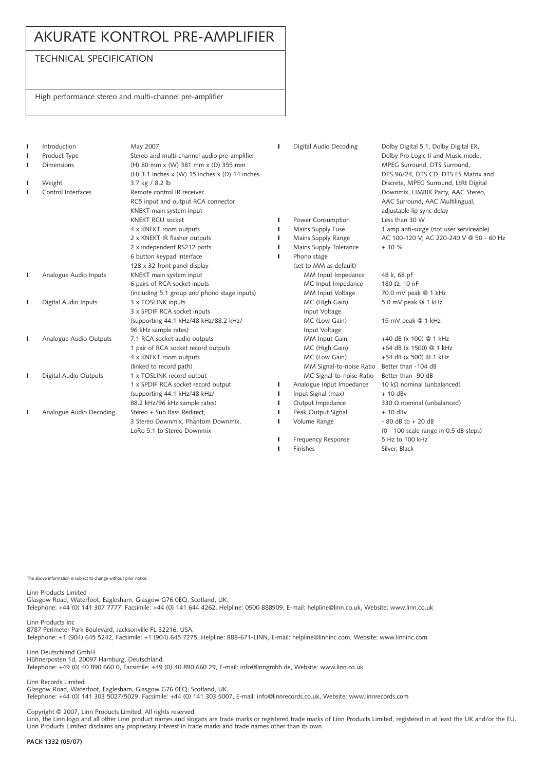# AKURATE KONTROL PRE-AMPLIFIER

## TECHNICAL SPECIFICATION

High performance stereo and multi-channel pre-amplifier

| | |
|---|---|
| Introduction | May 2007 |
| Product Type | Stereo and multi-channel audio pre-amplifier |
| Dimensions | (H) 80 mm x (W) 381 mm x (D) 355 mm<br>(H) 3.1 inches x (W) 15 inches x (D) 14 inches |
| Weight | 3.7 kg / 8.2 lb |
| Control Interfaces | Remote control IR receiver<br>RC5 input and output RCA connector<br>KNEKT main system input<br>KNEKT RCU socket<br>4 x KNEKT room outputs<br>2 x KNEKT IR flasher outputs<br>2 x independent RS232 ports<br>6 button keypad interface<br>128 x 32 front panel display |
| Analogue Audio Inputs | KNEKT main system input<br>6 pairs of RCA socket inputs<br>(including 5.1 group and phono stage inputs) |
| Digital Audio Inputs | 3 x TOSLINK inputs<br>3 x SPDIF RCA socket inputs<br>(supporting 44.1 kHz/48 kHz/88.2 kHz/<br>96 kHz sample rates) |
| Analogue Audio Outputs | 7.1 RCA socket audio outputs<br>1 pair of RCA socket record outputs<br>4 x KNEKT room outputs<br>(linked to record path) |
| Digital Audio Outputs | 1 x TOSLINK record output<br>1 x SPDIF RCA socket record output<br>(supporting 44.1 kHz/48 kHz/<br>88.2 kHz/96 kHz sample rates) |
| Analogue Audio Decoding | Stereo + Sub Bass Redirect,<br>3 Stereo Downmix, Phantom Downmix,<br>LoRo 5.1 to Stereo Downmix |
| Digital Audio Decoding | Dolby Digital 5.1, Dolby Digital EX,<br>Dolby Pro Logic II and Music mode,<br>MPEG Surround, DTS Surround,<br>DTS 96/24, DTS CD, DTS ES Matrix and<br>Discrete, MPEG Surround, LtRt Digital<br>Downmix, LIMBIK Party, AAC Stereo,<br>AAC Surround, AAC Multilingual,<br>adjustable lip sync delay |
| Power Consumption | Less than 30 W |
| Mains Supply Fuse | 1 amp anti-surge (not user serviceable) |
| Mains Supply Range | AC 100-120 V; AC 220-240 V @ 50 - 60 Hz |
| Mains Supply Tolerance | ± 10 % |
| Phono stage<br>(set to MM as default) | |
| MM Input Impedance | 48 k, 68 pF |
| MC Input Impedance | 180 Ω, 10 nF |
| MM Input Voltage | 70.0 mV peak @ 1 kHz |
| MC (High Gain) Input Voltage | 5.0 mV peak @ 1 kHz |
| MC (Low Gain) Input Voltage | 15 mV peak @ 1 kHz |
| MM Input Gain | +40 dB (x 100) @ 1 kHz |
| MC (High Gain) | +64 dB (x 1500) @ 1 kHz |
| MC (Low Gain) | +54 dB (x 500) @ 1 kHz |
| MM Signal-to-noise Ratio | Better than -104 dB |
| MC Signal-to-noise Ratio | Better than -90 dB |
| Analogue Input Impedance | 10 kΩ nominal (unbalanced) |
| Input Signal (max) | + 10 dBv |
| Output Impedance | 330 Ω nominal (unbalanced) |
| Peak Output Signal | + 10 dBv |
| Volume Range | - 80 dB to + 20 dB<br>(0 - 100 scale range in 0.5 dB steps) |
| Frequency Response | 5 Hz to 100 kHz |
| Finishes | Silver, Black |

The above information is subject to change without prior notice.

Linn Products Limited
Glasgow Road, Waterfoot, Eaglesham, Glasgow G76 0EQ, Scotland, UK.
Telephone: +44 (0) 141 307 7777, Facsimile: +44 (0) 141 644 4262, Helpline: 0500 888909, E-mail: helpline@linn.co.uk, Website: www.linn.co.uk

Linn Products Inc
8787 Perimeter Park Boulevard, Jacksonville FL 32216, USA.
Telephone: +1 (904) 645 5242, Facsimile: +1 (904) 645 7275, Helpline: 888-671-LINN, E-mail: helpline@linninc.com, Website: www.linninc.com

Linn Deutschland GmbH
Hühnerposten 1d, 20097 Hamburg, Deutschland.
Telephone: +49 (0) 40 890 660 0, Facsimile: +49 (0) 40 890 660 29, E-mail: info@linngmbh.de, Website: www.linn.co.uk

Linn Records Limited
Glasgow Road, Waterfoot, Eaglesham, Glasgow G76 0EQ, Scotland, UK.
Telephone: +44 (0) 141 303 5027/5029, Facsimile: +44 (0) 141 303 5007, E-mail: info@linnrecords.co.uk, Website: www.linnrecords.com

Copyright © 2007, Linn Products Limited. All rights reserved.
Linn, the Linn logo and all other Linn product names and slogans are trade marks or registered trade marks of Linn Products Limited, registered in at least the UK and/or the EU.
Linn Products Limited disclaims any proprietary interest in trade marks and trade names other than its own.

**PACK 1332 (05/07)**